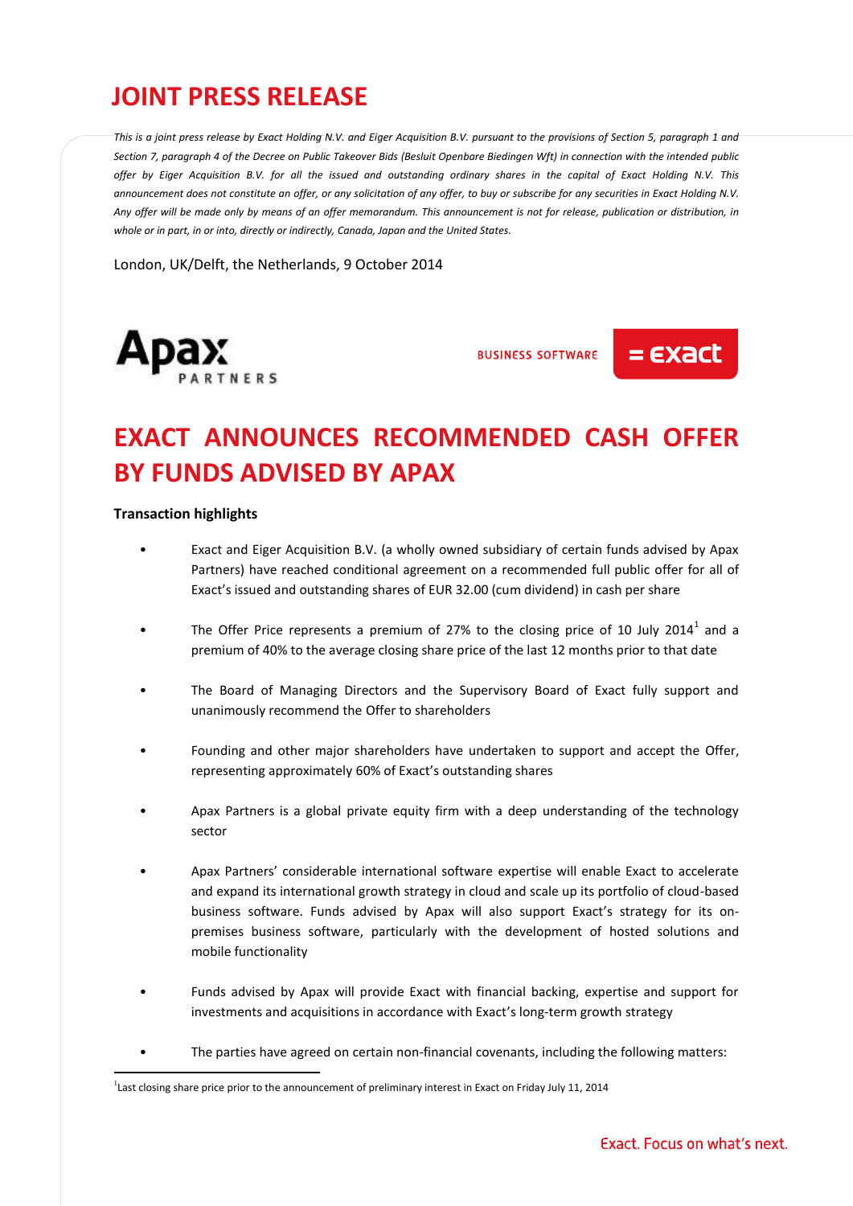# JOINT PRESS RELEASE

*This is a joint press release by Exact Holding N.V. and Eiger Acquisition B.V. pursuant to the provisions of Section 5, paragraph 1 and Section 7, paragraph 4 of the Decree on Public Takeover Bids (Besluit Openbare Biedingen Wft) in connection with the intended public offer by Eiger Acquisition B.V. for all the issued and outstanding ordinary shares in the capital of Exact Holding N.V. This announcement does not constitute an offer, or any solicitation of any offer, to buy or subscribe for any securities in Exact Holding N.V. Any offer will be made only by means of an offer memorandum. This announcement is not for release, publication or distribution, in whole or in part, in or into, directly or indirectly, Canada, Japan and the United States.*

London, UK/Delft, the Netherlands, 9 October 2014

Apax PARTNERS

BUSINESS SOFTWARE = exact

# EXACT ANNOUNCES RECOMMENDED CASH OFFER BY FUNDS ADVISED BY APAX

**Transaction highlights**

- Exact and Eiger Acquisition B.V. (a wholly owned subsidiary of certain funds advised by Apax Partners) have reached conditional agreement on a recommended full public offer for all of Exact's issued and outstanding shares of EUR 32.00 (cum dividend) in cash per share
- The Offer Price represents a premium of 27% to the closing price of 10 July 2014[1] and a premium of 40% to the average closing share price of the last 12 months prior to that date
- The Board of Managing Directors and the Supervisory Board of Exact fully support and unanimously recommend the Offer to shareholders
- Founding and other major shareholders have undertaken to support and accept the Offer, representing approximately 60% of Exact's outstanding shares
- Apax Partners is a global private equity firm with a deep understanding of the technology sector
- Apax Partners' considerable international software expertise will enable Exact to accelerate and expand its international growth strategy in cloud and scale up its portfolio of cloud-based business software. Funds advised by Apax will also support Exact's strategy for its on-premises business software, particularly with the development of hosted solutions and mobile functionality
- Funds advised by Apax will provide Exact with financial backing, expertise and support for investments and acquisitions in accordance with Exact's long-term growth strategy
- The parties have agreed on certain non-financial covenants, including the following matters:

[1] Last closing share price prior to the announcement of preliminary interest in Exact on Friday July 11, 2014

Exact. Focus on what's next.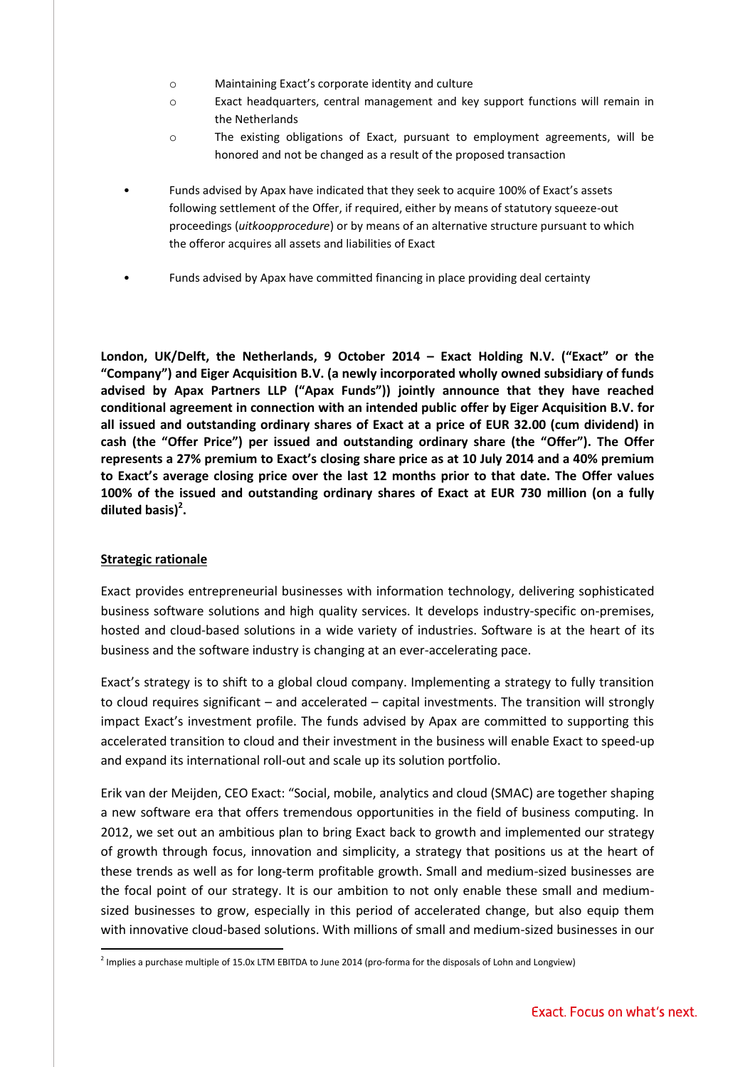- Maintaining Exact's corporate identity and culture
  - Exact headquarters, central management and key support functions will remain in the Netherlands
  - The existing obligations of Exact, pursuant to employment agreements, will be honored and not be changed as a result of the proposed transaction

- Funds advised by Apax have indicated that they seek to acquire 100% of Exact's assets following settlement of the Offer, if required, either by means of statutory squeeze-out proceedings (*uitkoopprocedure*) or by means of an alternative structure pursuant to which the offeror acquires all assets and liabilities of Exact

- Funds advised by Apax have committed financing in place providing deal certainty

**London, UK/Delft, the Netherlands, 9 October 2014 – Exact Holding N.V. ("Exact" or the "Company") and Eiger Acquisition B.V. (a newly incorporated wholly owned subsidiary of funds advised by Apax Partners LLP ("Apax Funds")) jointly announce that they have reached conditional agreement in connection with an intended public offer by Eiger Acquisition B.V. for all issued and outstanding ordinary shares of Exact at a price of EUR 32.00 (cum dividend) in cash (the "Offer Price") per issued and outstanding ordinary share (the "Offer"). The Offer represents a 27% premium to Exact's closing share price as at 10 July 2014 and a 40% premium to Exact's average closing price over the last 12 months prior to that date. The Offer values 100% of the issued and outstanding ordinary shares of Exact at EUR 730 million (on a fully diluted basis)[2].**

## Strategic rationale

Exact provides entrepreneurial businesses with information technology, delivering sophisticated business software solutions and high quality services. It develops industry-specific on-premises, hosted and cloud-based solutions in a wide variety of industries. Software is at the heart of its business and the software industry is changing at an ever-accelerating pace.

Exact's strategy is to shift to a global cloud company. Implementing a strategy to fully transition to cloud requires significant – and accelerated – capital investments. The transition will strongly impact Exact's investment profile. The funds advised by Apax are committed to supporting this accelerated transition to cloud and their investment in the business will enable Exact to speed-up and expand its international roll-out and scale up its solution portfolio.

Erik van der Meijden, CEO Exact: "Social, mobile, analytics and cloud (SMAC) are together shaping a new software era that offers tremendous opportunities in the field of business computing. In 2012, we set out an ambitious plan to bring Exact back to growth and implemented our strategy of growth through focus, innovation and simplicity, a strategy that positions us at the heart of these trends as well as for long-term profitable growth. Small and medium-sized businesses are the focal point of our strategy. It is our ambition to not only enable these small and medium-sized businesses to grow, especially in this period of accelerated change, but also equip them with innovative cloud-based solutions. With millions of small and medium-sized businesses in our

[2] Implies a purchase multiple of 15.0x LTM EBITDA to June 2014 (pro-forma for the disposals of Lohn and Longview)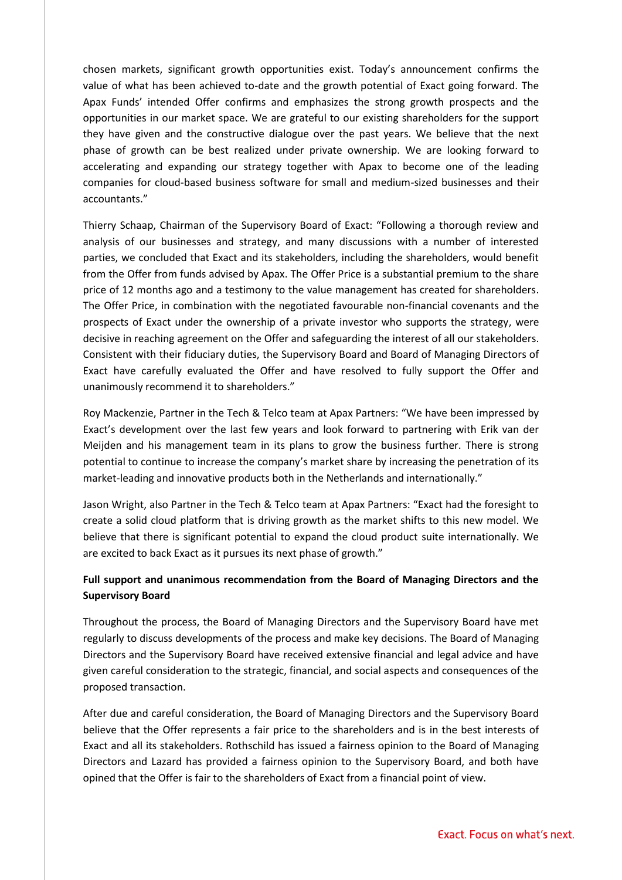chosen markets, significant growth opportunities exist. Today's announcement confirms the value of what has been achieved to-date and the growth potential of Exact going forward. The Apax Funds' intended Offer confirms and emphasizes the strong growth prospects and the opportunities in our market space. We are grateful to our existing shareholders for the support they have given and the constructive dialogue over the past years. We believe that the next phase of growth can be best realized under private ownership. We are looking forward to accelerating and expanding our strategy together with Apax to become one of the leading companies for cloud-based business software for small and medium-sized businesses and their accountants."

Thierry Schaap, Chairman of the Supervisory Board of Exact: "Following a thorough review and analysis of our businesses and strategy, and many discussions with a number of interested parties, we concluded that Exact and its stakeholders, including the shareholders, would benefit from the Offer from funds advised by Apax. The Offer Price is a substantial premium to the share price of 12 months ago and a testimony to the value management has created for shareholders. The Offer Price, in combination with the negotiated favourable non-financial covenants and the prospects of Exact under the ownership of a private investor who supports the strategy, were decisive in reaching agreement on the Offer and safeguarding the interest of all our stakeholders. Consistent with their fiduciary duties, the Supervisory Board and Board of Managing Directors of Exact have carefully evaluated the Offer and have resolved to fully support the Offer and unanimously recommend it to shareholders."

Roy Mackenzie, Partner in the Tech & Telco team at Apax Partners: "We have been impressed by Exact's development over the last few years and look forward to partnering with Erik van der Meijden and his management team in its plans to grow the business further. There is strong potential to continue to increase the company's market share by increasing the penetration of its market-leading and innovative products both in the Netherlands and internationally."

Jason Wright, also Partner in the Tech & Telco team at Apax Partners: "Exact had the foresight to create a solid cloud platform that is driving growth as the market shifts to this new model. We believe that there is significant potential to expand the cloud product suite internationally. We are excited to back Exact as it pursues its next phase of growth."

**Full support and unanimous recommendation from the Board of Managing Directors and the Supervisory Board**

Throughout the process, the Board of Managing Directors and the Supervisory Board have met regularly to discuss developments of the process and make key decisions. The Board of Managing Directors and the Supervisory Board have received extensive financial and legal advice and have given careful consideration to the strategic, financial, and social aspects and consequences of the proposed transaction.

After due and careful consideration, the Board of Managing Directors and the Supervisory Board believe that the Offer represents a fair price to the shareholders and is in the best interests of Exact and all its stakeholders. Rothschild has issued a fairness opinion to the Board of Managing Directors and Lazard has provided a fairness opinion to the Supervisory Board, and both have opined that the Offer is fair to the shareholders of Exact from a financial point of view.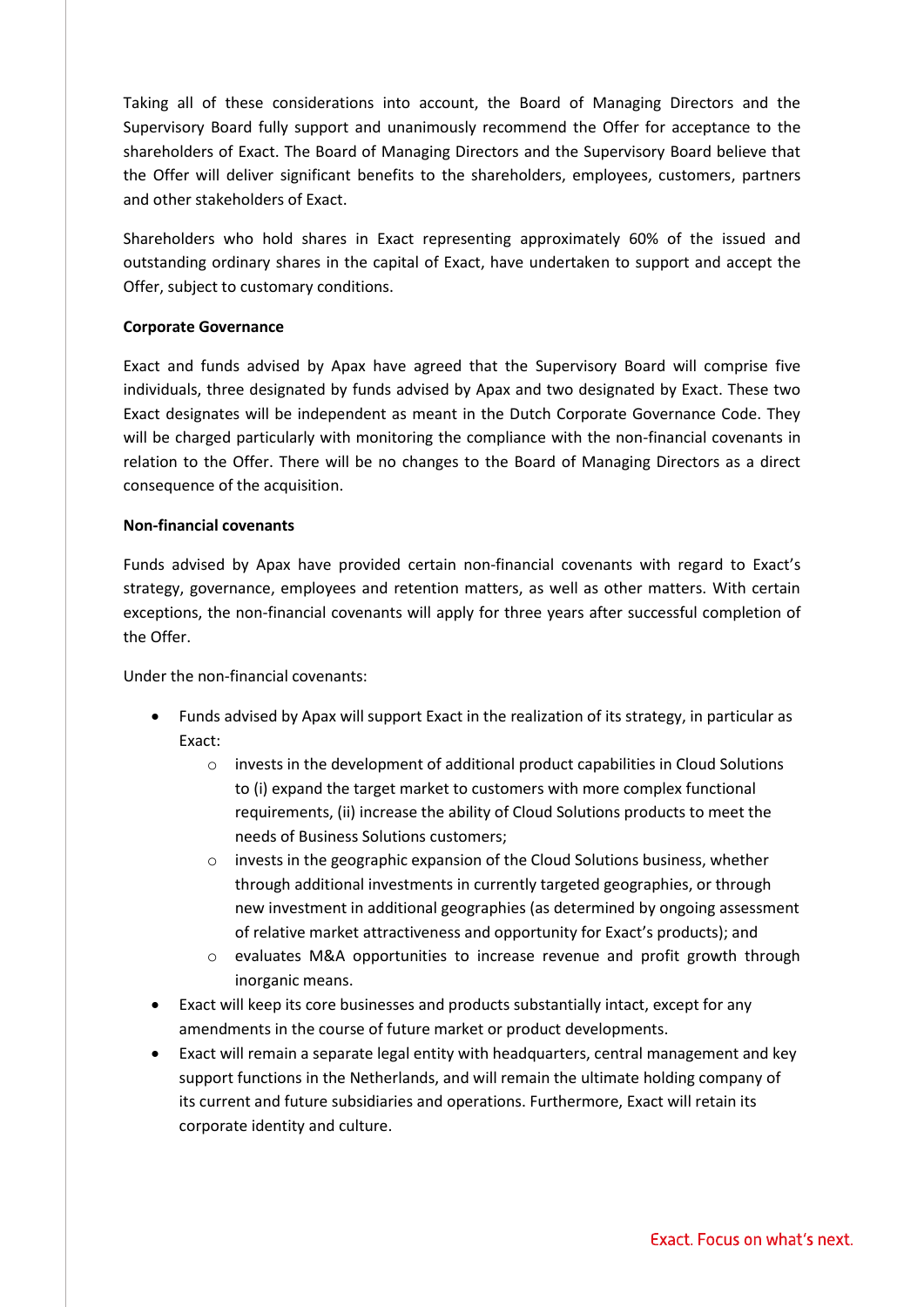Taking all of these considerations into account, the Board of Managing Directors and the Supervisory Board fully support and unanimously recommend the Offer for acceptance to the shareholders of Exact. The Board of Managing Directors and the Supervisory Board believe that the Offer will deliver significant benefits to the shareholders, employees, customers, partners and other stakeholders of Exact.

Shareholders who hold shares in Exact representing approximately 60% of the issued and outstanding ordinary shares in the capital of Exact, have undertaken to support and accept the Offer, subject to customary conditions.

**Corporate Governance**

Exact and funds advised by Apax have agreed that the Supervisory Board will comprise five individuals, three designated by funds advised by Apax and two designated by Exact. These two Exact designates will be independent as meant in the Dutch Corporate Governance Code. They will be charged particularly with monitoring the compliance with the non-financial covenants in relation to the Offer. There will be no changes to the Board of Managing Directors as a direct consequence of the acquisition.

**Non-financial covenants**

Funds advised by Apax have provided certain non-financial covenants with regard to Exact's strategy, governance, employees and retention matters, as well as other matters. With certain exceptions, the non-financial covenants will apply for three years after successful completion of the Offer.

Under the non-financial covenants:

- Funds advised by Apax will support Exact in the realization of its strategy, in particular as Exact:
  - invests in the development of additional product capabilities in Cloud Solutions to (i) expand the target market to customers with more complex functional requirements, (ii) increase the ability of Cloud Solutions products to meet the needs of Business Solutions customers;
  - invests in the geographic expansion of the Cloud Solutions business, whether through additional investments in currently targeted geographies, or through new investment in additional geographies (as determined by ongoing assessment of relative market attractiveness and opportunity for Exact's products); and
  - evaluates M&A opportunities to increase revenue and profit growth through inorganic means.
- Exact will keep its core businesses and products substantially intact, except for any amendments in the course of future market or product developments.
- Exact will remain a separate legal entity with headquarters, central management and key support functions in the Netherlands, and will remain the ultimate holding company of its current and future subsidiaries and operations. Furthermore, Exact will retain its corporate identity and culture.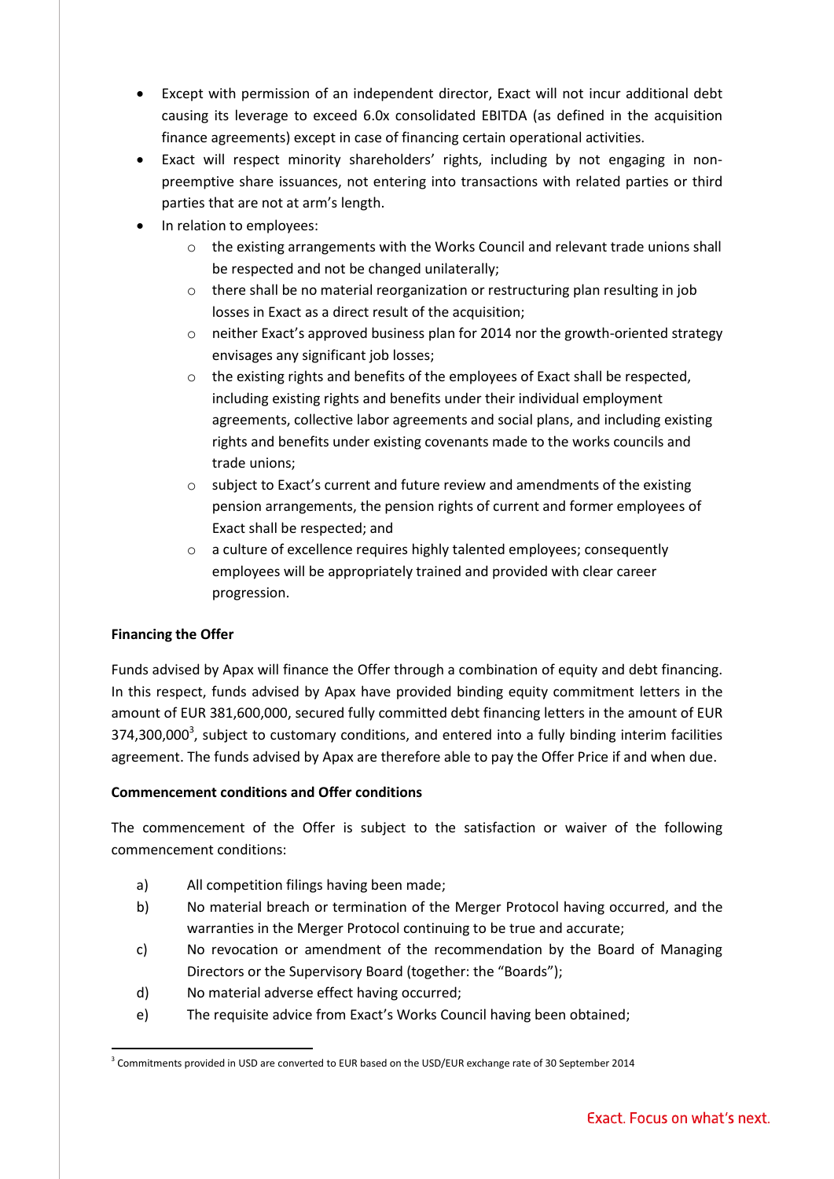- Except with permission of an independent director, Exact will not incur additional debt causing its leverage to exceed 6.0x consolidated EBITDA (as defined in the acquisition finance agreements) except in case of financing certain operational activities.
- Exact will respect minority shareholders' rights, including by not engaging in non-preemptive share issuances, not entering into transactions with related parties or third parties that are not at arm's length.
- In relation to employees:
    - the existing arrangements with the Works Council and relevant trade unions shall be respected and not be changed unilaterally;
    - there shall be no material reorganization or restructuring plan resulting in job losses in Exact as a direct result of the acquisition;
    - neither Exact's approved business plan for 2014 nor the growth-oriented strategy envisages any significant job losses;
    - the existing rights and benefits of the employees of Exact shall be respected, including existing rights and benefits under their individual employment agreements, collective labor agreements and social plans, and including existing rights and benefits under existing covenants made to the works councils and trade unions;
    - subject to Exact's current and future review and amendments of the existing pension arrangements, the pension rights of current and former employees of Exact shall be respected; and
    - a culture of excellence requires highly talented employees; consequently employees will be appropriately trained and provided with clear career progression.

**Financing the Offer**

Funds advised by Apax will finance the Offer through a combination of equity and debt financing. In this respect, funds advised by Apax have provided binding equity commitment letters in the amount of EUR 381,600,000, secured fully committed debt financing letters in the amount of EUR 374,300,000[3], subject to customary conditions, and entered into a fully binding interim facilities agreement. The funds advised by Apax are therefore able to pay the Offer Price if and when due.

**Commencement conditions and Offer conditions**

The commencement of the Offer is subject to the satisfaction or waiver of the following commencement conditions:

a) All competition filings having been made;

b) No material breach or termination of the Merger Protocol having occurred, and the warranties in the Merger Protocol continuing to be true and accurate;

c) No revocation or amendment of the recommendation by the Board of Managing Directors or the Supervisory Board (together: the "Boards");

d) No material adverse effect having occurred;

e) The requisite advice from Exact's Works Council having been obtained;

[3] Commitments provided in USD are converted to EUR based on the USD/EUR exchange rate of 30 September 2014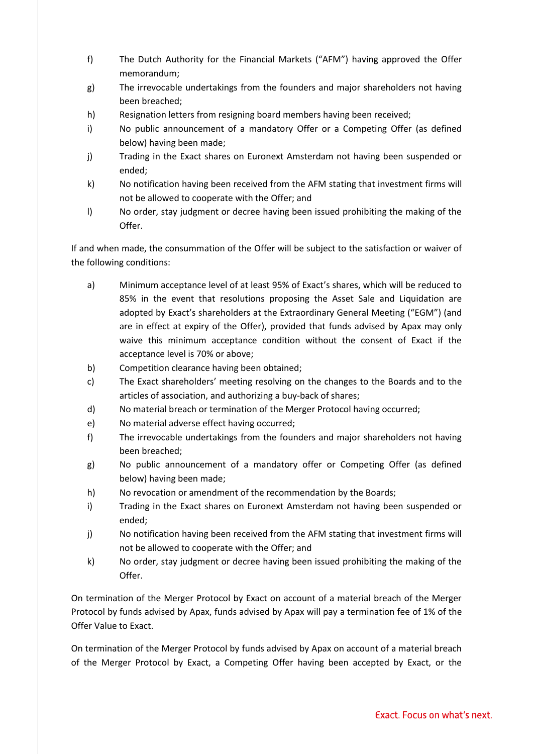f) The Dutch Authority for the Financial Markets ("AFM") having approved the Offer memorandum;

g) The irrevocable undertakings from the founders and major shareholders not having been breached;

h) Resignation letters from resigning board members having been received;

i) No public announcement of a mandatory Offer or a Competing Offer (as defined below) having been made;

j) Trading in the Exact shares on Euronext Amsterdam not having been suspended or ended;

k) No notification having been received from the AFM stating that investment firms will not be allowed to cooperate with the Offer; and

l) No order, stay judgment or decree having been issued prohibiting the making of the Offer.

If and when made, the consummation of the Offer will be subject to the satisfaction or waiver of the following conditions:

a) Minimum acceptance level of at least 95% of Exact's shares, which will be reduced to 85% in the event that resolutions proposing the Asset Sale and Liquidation are adopted by Exact's shareholders at the Extraordinary General Meeting ("EGM") (and are in effect at expiry of the Offer), provided that funds advised by Apax may only waive this minimum acceptance condition without the consent of Exact if the acceptance level is 70% or above;

b) Competition clearance having been obtained;

c) The Exact shareholders' meeting resolving on the changes to the Boards and to the articles of association, and authorizing a buy-back of shares;

d) No material breach or termination of the Merger Protocol having occurred;

e) No material adverse effect having occurred;

f) The irrevocable undertakings from the founders and major shareholders not having been breached;

g) No public announcement of a mandatory offer or Competing Offer (as defined below) having been made;

h) No revocation or amendment of the recommendation by the Boards;

i) Trading in the Exact shares on Euronext Amsterdam not having been suspended or ended;

j) No notification having been received from the AFM stating that investment firms will not be allowed to cooperate with the Offer; and

k) No order, stay judgment or decree having been issued prohibiting the making of the Offer.

On termination of the Merger Protocol by Exact on account of a material breach of the Merger Protocol by funds advised by Apax, funds advised by Apax will pay a termination fee of 1% of the Offer Value to Exact.

On termination of the Merger Protocol by funds advised by Apax on account of a material breach of the Merger Protocol by Exact, a Competing Offer having been accepted by Exact, or the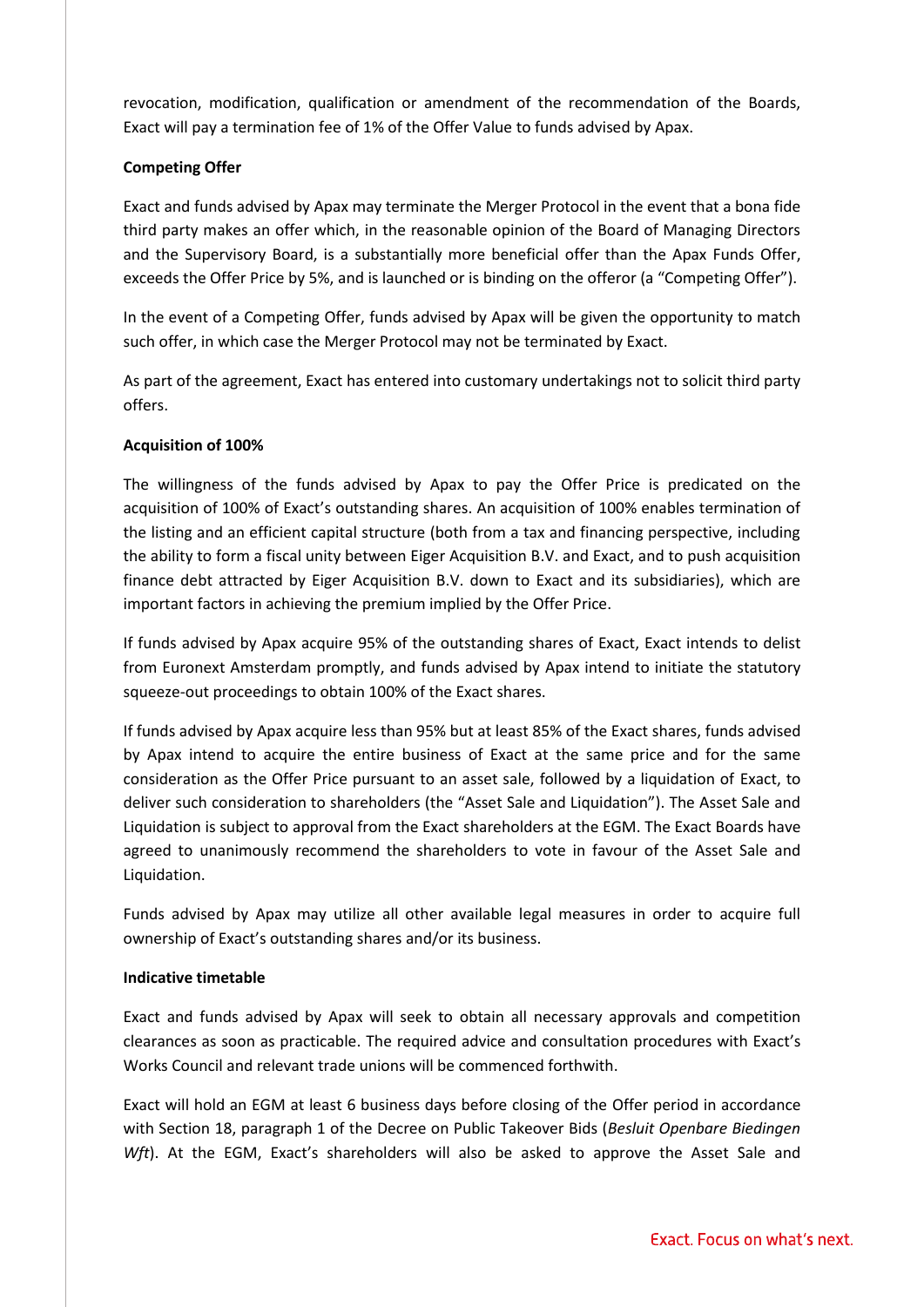revocation, modification, qualification or amendment of the recommendation of the Boards, Exact will pay a termination fee of 1% of the Offer Value to funds advised by Apax.

**Competing Offer**

Exact and funds advised by Apax may terminate the Merger Protocol in the event that a bona fide third party makes an offer which, in the reasonable opinion of the Board of Managing Directors and the Supervisory Board, is a substantially more beneficial offer than the Apax Funds Offer, exceeds the Offer Price by 5%, and is launched or is binding on the offeror (a "Competing Offer").

In the event of a Competing Offer, funds advised by Apax will be given the opportunity to match such offer, in which case the Merger Protocol may not be terminated by Exact.

As part of the agreement, Exact has entered into customary undertakings not to solicit third party offers.

**Acquisition of 100%**

The willingness of the funds advised by Apax to pay the Offer Price is predicated on the acquisition of 100% of Exact's outstanding shares. An acquisition of 100% enables termination of the listing and an efficient capital structure (both from a tax and financing perspective, including the ability to form a fiscal unity between Eiger Acquisition B.V. and Exact, and to push acquisition finance debt attracted by Eiger Acquisition B.V. down to Exact and its subsidiaries), which are important factors in achieving the premium implied by the Offer Price.

If funds advised by Apax acquire 95% of the outstanding shares of Exact, Exact intends to delist from Euronext Amsterdam promptly, and funds advised by Apax intend to initiate the statutory squeeze-out proceedings to obtain 100% of the Exact shares.

If funds advised by Apax acquire less than 95% but at least 85% of the Exact shares, funds advised by Apax intend to acquire the entire business of Exact at the same price and for the same consideration as the Offer Price pursuant to an asset sale, followed by a liquidation of Exact, to deliver such consideration to shareholders (the "Asset Sale and Liquidation"). The Asset Sale and Liquidation is subject to approval from the Exact shareholders at the EGM. The Exact Boards have agreed to unanimously recommend the shareholders to vote in favour of the Asset Sale and Liquidation.

Funds advised by Apax may utilize all other available legal measures in order to acquire full ownership of Exact's outstanding shares and/or its business.

**Indicative timetable**

Exact and funds advised by Apax will seek to obtain all necessary approvals and competition clearances as soon as practicable. The required advice and consultation procedures with Exact's Works Council and relevant trade unions will be commenced forthwith.

Exact will hold an EGM at least 6 business days before closing of the Offer period in accordance with Section 18, paragraph 1 of the Decree on Public Takeover Bids (*Besluit Openbare Biedingen Wft*). At the EGM, Exact's shareholders will also be asked to approve the Asset Sale and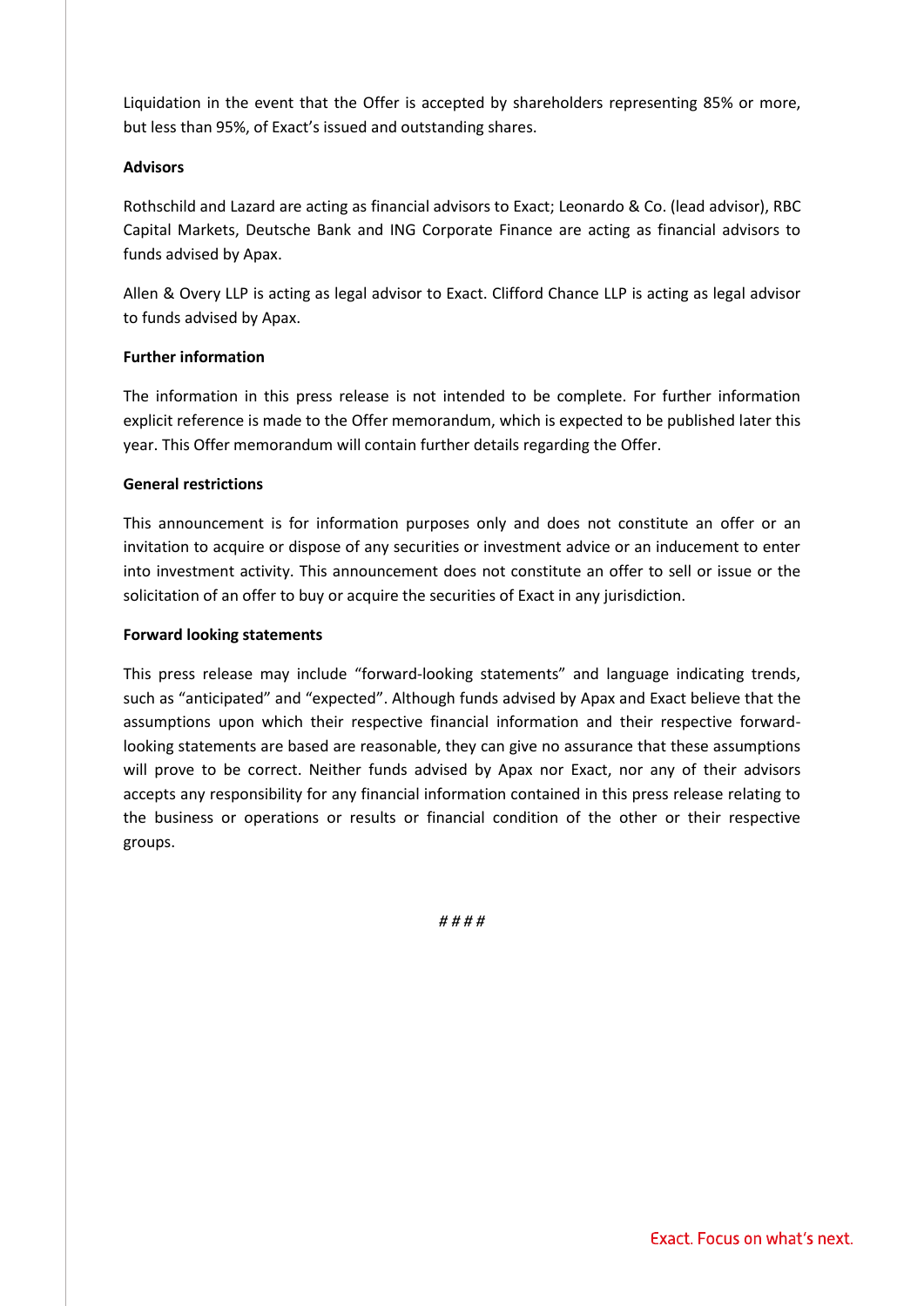Liquidation in the event that the Offer is accepted by shareholders representing 85% or more, but less than 95%, of Exact's issued and outstanding shares.

**Advisors**

Rothschild and Lazard are acting as financial advisors to Exact; Leonardo & Co. (lead advisor), RBC Capital Markets, Deutsche Bank and ING Corporate Finance are acting as financial advisors to funds advised by Apax.

Allen & Overy LLP is acting as legal advisor to Exact. Clifford Chance LLP is acting as legal advisor to funds advised by Apax.

**Further information**

The information in this press release is not intended to be complete. For further information explicit reference is made to the Offer memorandum, which is expected to be published later this year. This Offer memorandum will contain further details regarding the Offer.

**General restrictions**

This announcement is for information purposes only and does not constitute an offer or an invitation to acquire or dispose of any securities or investment advice or an inducement to enter into investment activity. This announcement does not constitute an offer to sell or issue or the solicitation of an offer to buy or acquire the securities of Exact in any jurisdiction.

**Forward looking statements**

This press release may include "forward-looking statements" and language indicating trends, such as "anticipated" and "expected". Although funds advised by Apax and Exact believe that the assumptions upon which their respective financial information and their respective forward-looking statements are based are reasonable, they can give no assurance that these assumptions will prove to be correct. Neither funds advised by Apax nor Exact, nor any of their advisors accepts any responsibility for any financial information contained in this press release relating to the business or operations or results or financial condition of the other or their respective groups.

# # # #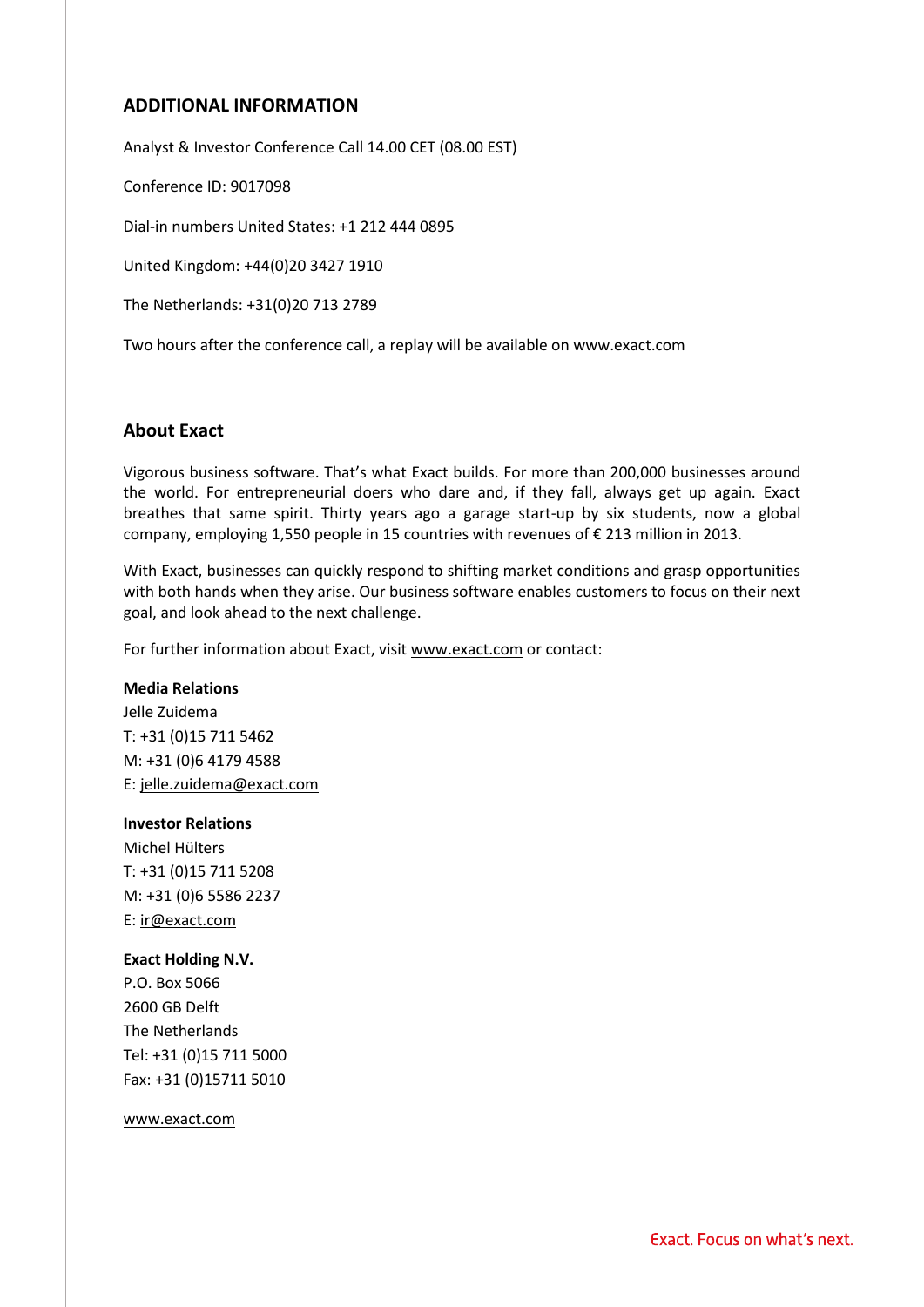## ADDITIONAL INFORMATION

Analyst & Investor Conference Call 14.00 CET (08.00 EST)

Conference ID: 9017098

Dial-in numbers United States: +1 212 444 0895

United Kingdom: +44(0)20 3427 1910

The Netherlands: +31(0)20 713 2789

Two hours after the conference call, a replay will be available on www.exact.com

## About Exact

Vigorous business software. That's what Exact builds. For more than 200,000 businesses around the world. For entrepreneurial doers who dare and, if they fall, always get up again. Exact breathes that same spirit. Thirty years ago a garage start-up by six students, now a global company, employing 1,550 people in 15 countries with revenues of € 213 million in 2013.

With Exact, businesses can quickly respond to shifting market conditions and grasp opportunities with both hands when they arise. Our business software enables customers to focus on their next goal, and look ahead to the next challenge.

For further information about Exact, visit www.exact.com or contact:

**Media Relations**
Jelle Zuidema
T: +31 (0)15 711 5462
M: +31 (0)6 4179 4588
E: jelle.zuidema@exact.com

**Investor Relations**
Michel Hülters
T: +31 (0)15 711 5208
M: +31 (0)6 5586 2237
E: ir@exact.com

**Exact Holding N.V.**
P.O. Box 5066
2600 GB Delft
The Netherlands
Tel: +31 (0)15 711 5000
Fax: +31 (0)15711 5010

www.exact.com

Exact. Focus on what's next.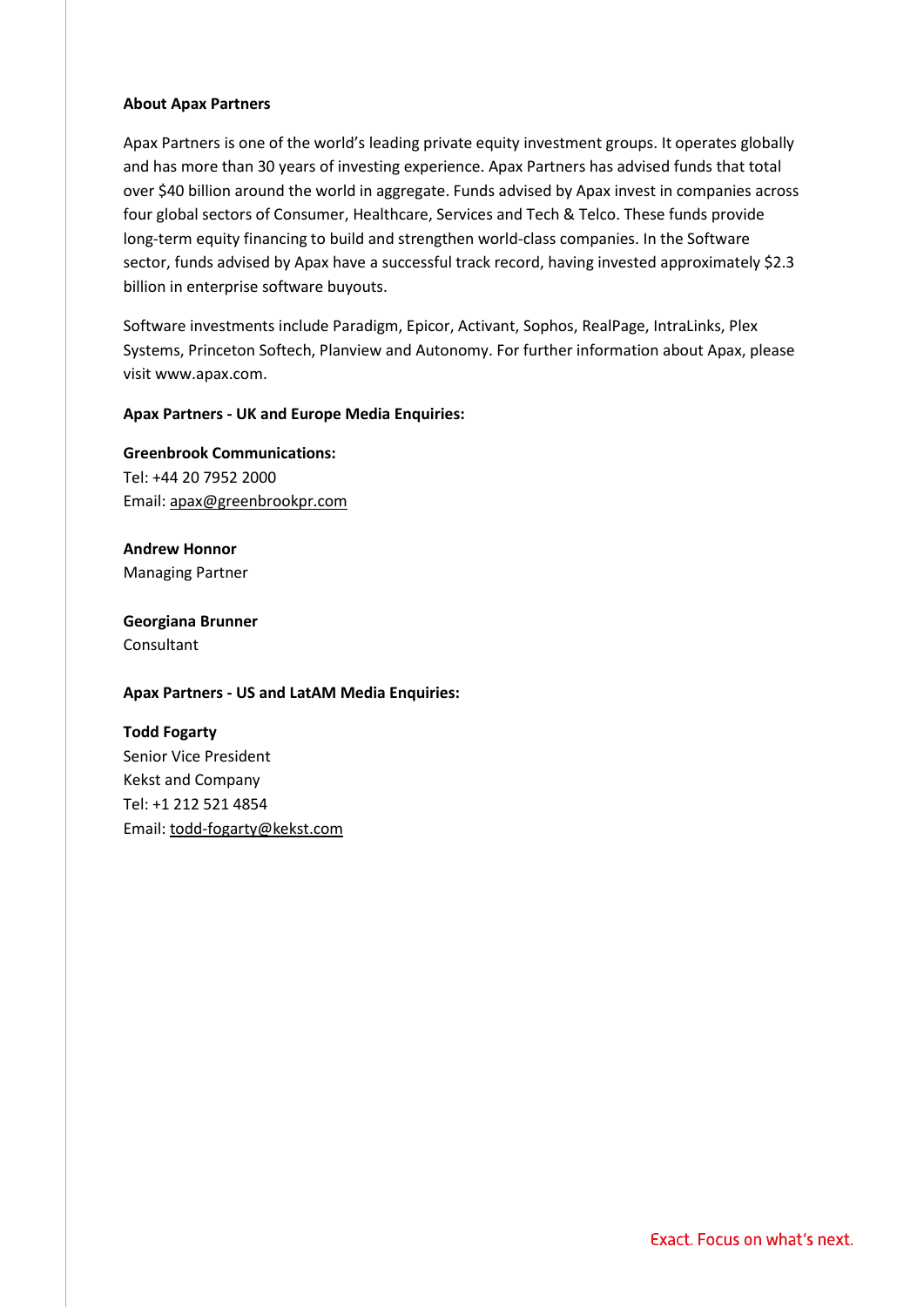**About Apax Partners**

Apax Partners is one of the world's leading private equity investment groups. It operates globally and has more than 30 years of investing experience. Apax Partners has advised funds that total over $40 billion around the world in aggregate. Funds advised by Apax invest in companies across four global sectors of Consumer, Healthcare, Services and Tech & Telco. These funds provide long-term equity financing to build and strengthen world-class companies. In the Software sector, funds advised by Apax have a successful track record, having invested approximately $2.3 billion in enterprise software buyouts.

Software investments include Paradigm, Epicor, Activant, Sophos, RealPage, IntraLinks, Plex Systems, Princeton Softech, Planview and Autonomy. For further information about Apax, please visit www.apax.com.

**Apax Partners - UK and Europe Media Enquiries:**

**Greenbrook Communications:**
Tel: +44 20 7952 2000
Email: apax@greenbrookpr.com

**Andrew Honnor**
Managing Partner

**Georgiana Brunner**
Consultant

**Apax Partners - US and LatAM Media Enquiries:**

**Todd Fogarty**
Senior Vice President
Kekst and Company
Tel: +1 212 521 4854
Email: todd-fogarty@kekst.com

Exact. Focus on what's next.